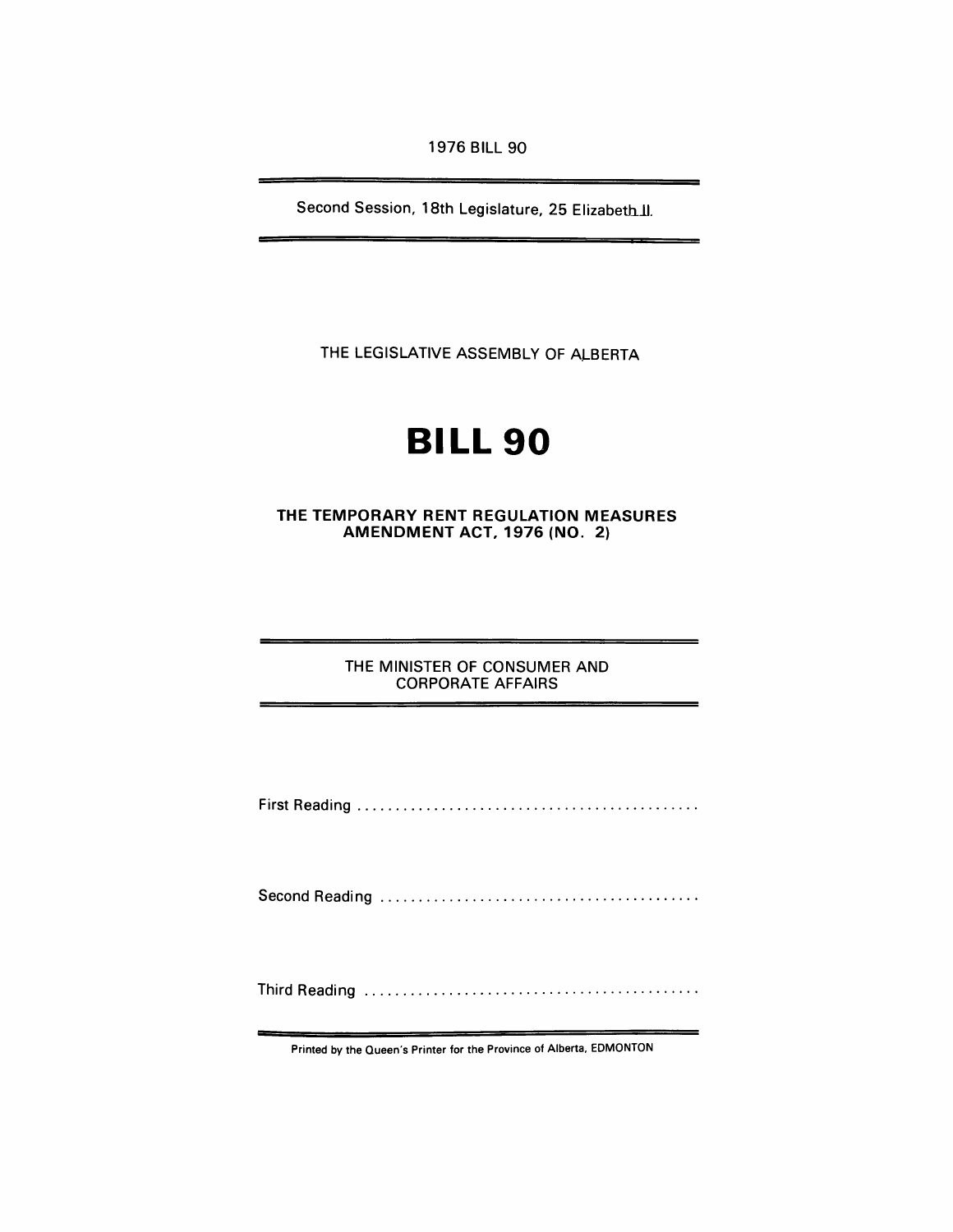1976 BILL 90

Second Session, 18th Legislature, 25 Elizabeth II.

THE LEGISLATIVE ASSEMBLY OF ALBERTA

# BILL 90

## THE TEMPORARY RENT REGULATION MEASURES AMENDMENT ACT, 1976 (NO. 2)

THE MINISTER OF CONSUMER AND CORPORATE AFFAIRS

First Reading ............................................

Second Reading ............................................

Third Reading ............................................

Printed by the Queen's Printer for the Province of Alberta, EDMONTON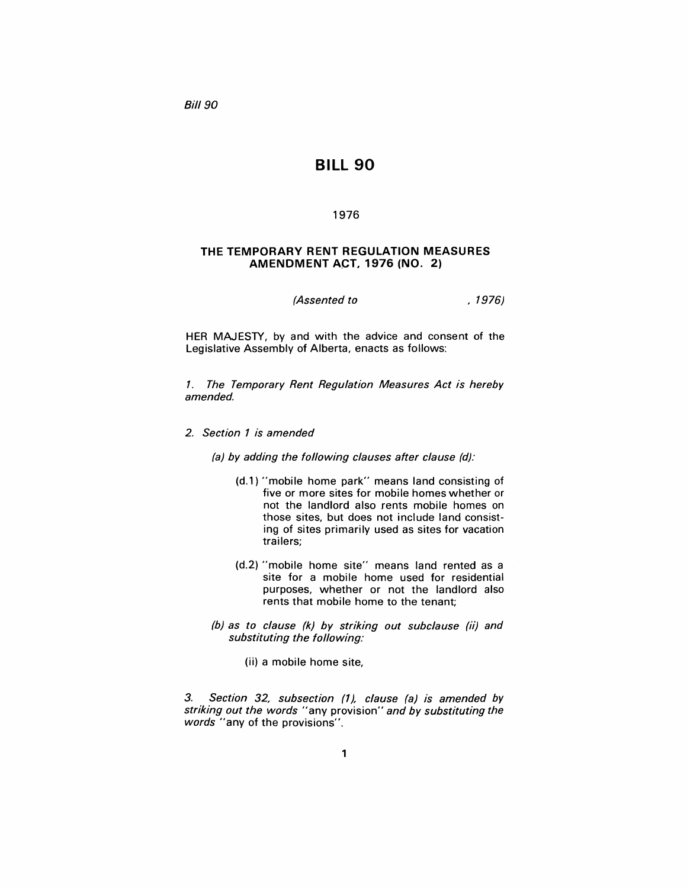*Bill 90*

# BILL 90

1976

## THE TEMPORARY RENT REGULATION MEASURES AMENDMENT ACT, 1976 (NO. 2)

*(Assented to , 1976)*

HER MAJESTY, by and with the advice and consent of the Legislative Assembly of Alberta, enacts as follows:

*1. The Temporary Rent Regulation Measures Act is hereby amended.*

*2. Section 1 is amended*

*(a) by adding the following clauses after clause (d):*

(d.1) "mobile home park" means land consisting of five or more sites for mobile homes whether or not the landlord also rents mobile homes on those sites, but does not include land consisting of sites primarily used as sites for vacation trailers;

(d.2) "mobile home site" means land rented as a site for a mobile home used for residential purposes, whether or not the landlord also rents that mobile home to the tenant;

*(b) as to clause (k) by striking out subclause (ii) and substituting the following:*

(ii) a mobile home site,

*3. Section 32, subsection (1), clause (a) is amended by striking out the words* "any provision" *and by substituting the words* "any of the provisions".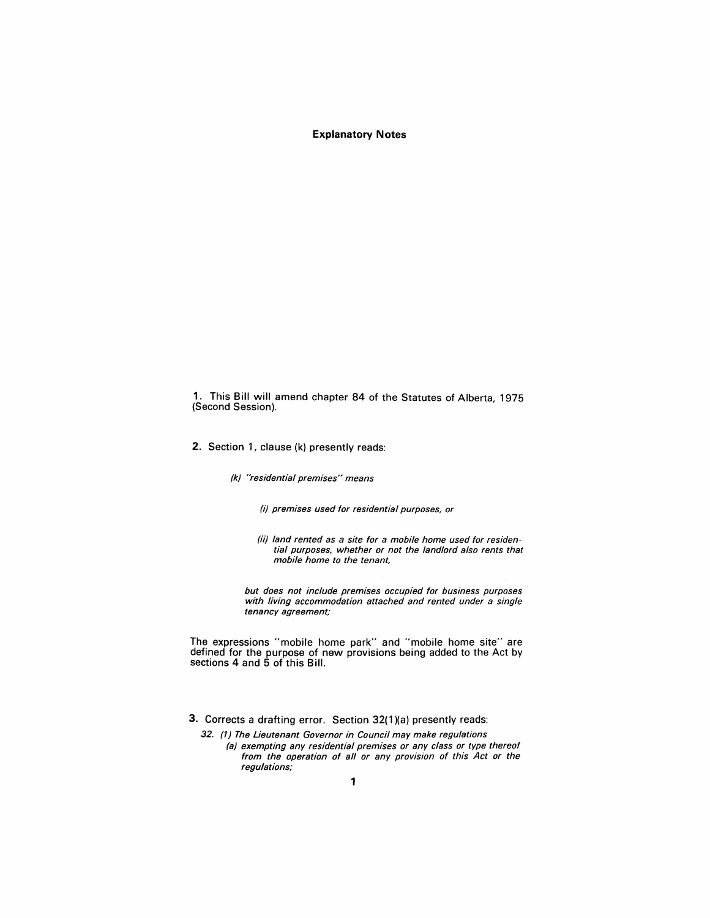# Explanatory Notes

**1.** This Bill will amend chapter 84 of the Statutes of Alberta, 1975 (Second Session).

**2.** Section 1, clause (k) presently reads:

> *(k) "residential premises" means*
>
> *(i) premises used for residential purposes, or*
>
> *(ii) land rented as a site for a mobile home used for residential purposes, whether or not the landlord also rents that mobile home to the tenant,*
>
> *but does not include premises occupied for business purposes with living accommodation attached and rented under a single tenancy agreement;*

The expressions "mobile home park" and "mobile home site" are defined for the purpose of new provisions being added to the Act by sections 4 and 5 of this Bill.

**3.** Corrects a drafting error. Section 32(1)(a) presently reads:

> *32. (1) The Lieutenant Governor in Council may make regulations*
>
> *(a) exempting any residential premises or any class or type thereof from the operation of all or any provision of this Act or the regulations;*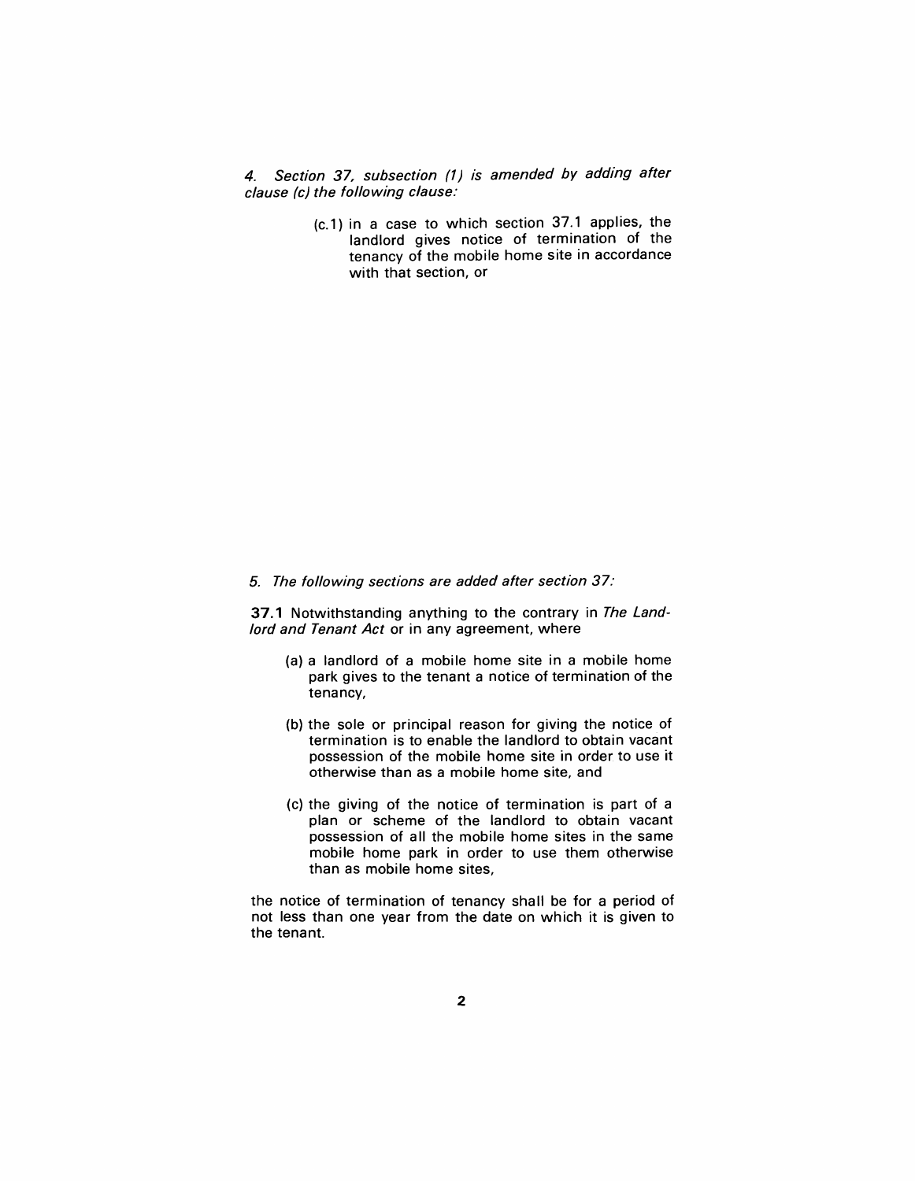*4. Section 37, subsection (1) is amended by adding after clause (c) the following clause:*

> (c.1) in a case to which section 37.1 applies, the landlord gives notice of termination of the tenancy of the mobile home site in accordance with that section, or

*5. The following sections are added after section 37:*

**37.1** Notwithstanding anything to the contrary in *The Landlord and Tenant Act* or in any agreement, where

> (a) a landlord of a mobile home site in a mobile home park gives to the tenant a notice of termination of the tenancy,
>
> (b) the sole or principal reason for giving the notice of termination is to enable the landlord to obtain vacant possession of the mobile home site in order to use it otherwise than as a mobile home site, and
>
> (c) the giving of the notice of termination is part of a plan or scheme of the landlord to obtain vacant possession of all the mobile home sites in the same mobile home park in order to use them otherwise than as mobile home sites,

the notice of termination of tenancy shall be for a period of not less than one year from the date on which it is given to the tenant.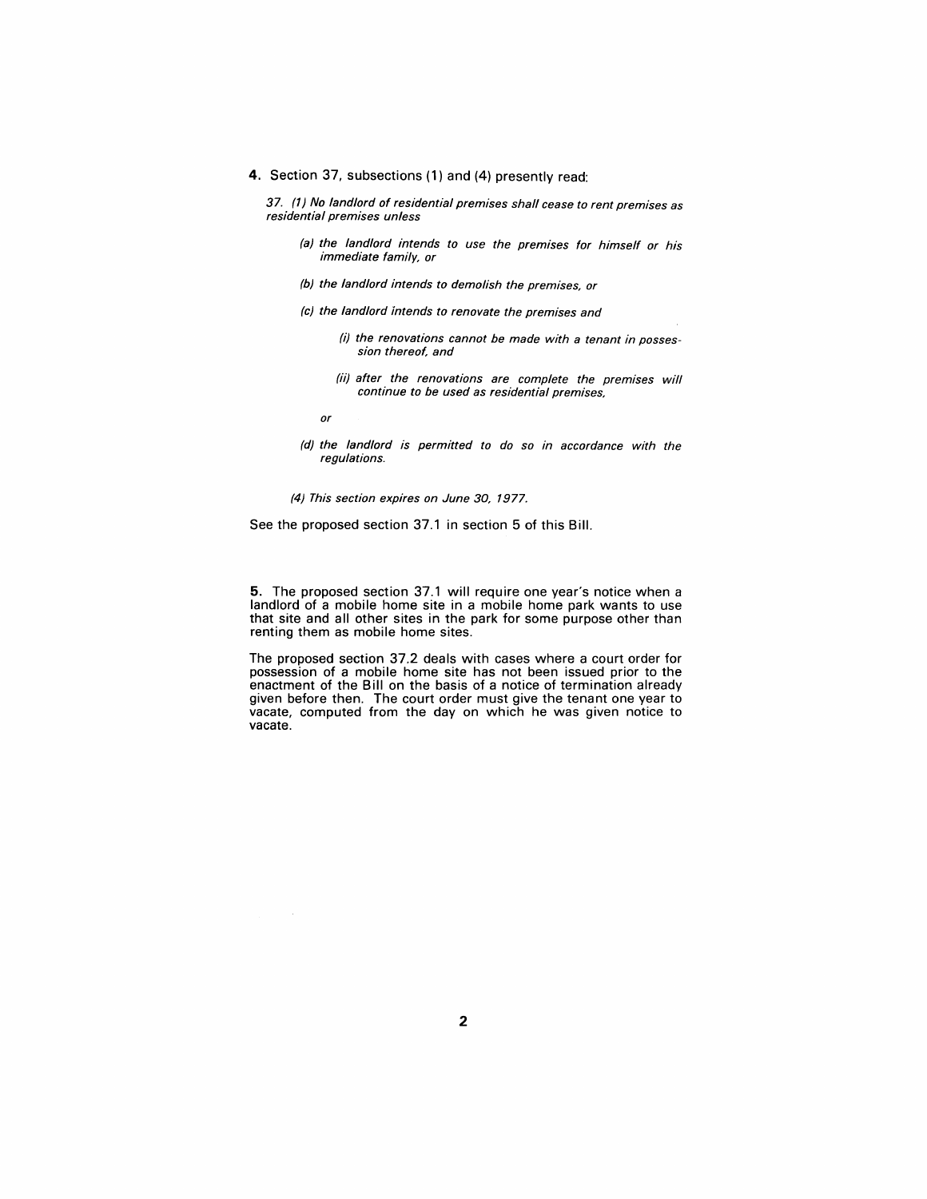**4.** Section 37, subsections (1) and (4) presently read:

*37. (1) No landlord of residential premises shall cease to rent premises as residential premises unless*

> *(a) the landlord intends to use the premises for himself or his immediate family, or*
>
> *(b) the landlord intends to demolish the premises, or*
>
> *(c) the landlord intends to renovate the premises and*
>
> > *(i) the renovations cannot be made with a tenant in possession thereof, and*
> >
> > *(ii) after the renovations are complete the premises will continue to be used as residential premises,*
>
> *or*
>
> *(d) the landlord is permitted to do so in accordance with the regulations.*

*(4) This section expires on June 30, 1977.*

See the proposed section 37.1 in section 5 of this Bill.

**5.** The proposed section 37.1 will require one year's notice when a landlord of a mobile home site in a mobile home park wants to use that site and all other sites in the park for some purpose other than renting them as mobile home sites.

The proposed section 37.2 deals with cases where a court order for possession of a mobile home site has not been issued prior to the enactment of the Bill on the basis of a notice of termination already given before then. The court order must give the tenant one year to vacate, computed from the day on which he was given notice to vacate.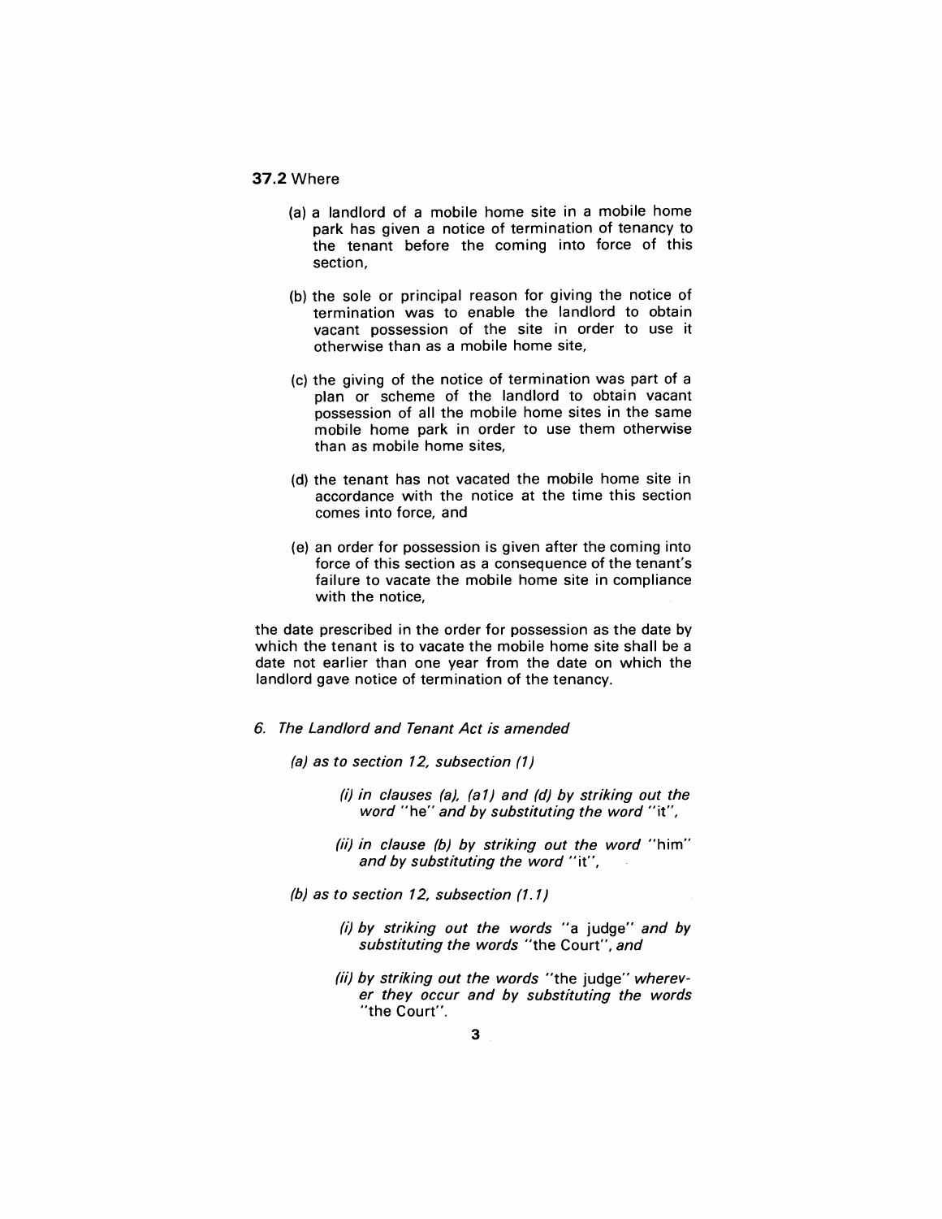**37.2** Where

(a) a landlord of a mobile home site in a mobile home park has given a notice of termination of tenancy to the tenant before the coming into force of this section,

(b) the sole or principal reason for giving the notice of termination was to enable the landlord to obtain vacant possession of the site in order to use it otherwise than as a mobile home site,

(c) the giving of the notice of termination was part of a plan or scheme of the landlord to obtain vacant possession of all the mobile home sites in the same mobile home park in order to use them otherwise than as mobile home sites,

(d) the tenant has not vacated the mobile home site in accordance with the notice at the time this section comes into force, and

(e) an order for possession is given after the coming into force of this section as a consequence of the tenant's failure to vacate the mobile home site in compliance with the notice,

the date prescribed in the order for possession as the date by which the tenant is to vacate the mobile home site shall be a date not earlier than one year from the date on which the landlord gave notice of termination of the tenancy.

*6. The Landlord and Tenant Act is amended*

*(a) as to section 12, subsection (1)*

*(i) in clauses (a), (a1) and (d) by striking out the word* "he" *and by substituting the word* "it",

*(ii) in clause (b) by striking out the word* "him" *and by substituting the word* "it",

*(b) as to section 12, subsection (1.1)*

*(i) by striking out the words* "a judge" *and by substituting the words* "the Court", *and*

*(ii) by striking out the words* "the judge" *wherever they occur and by substituting the words* "the Court".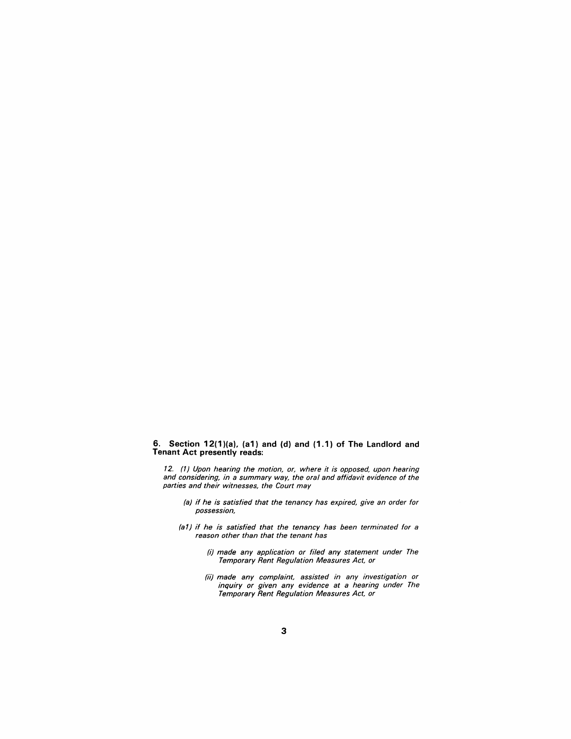**6. Section 12(1)(a), (a1) and (d) and (1.1) of The Landlord and Tenant Act presently reads:**

*12. (1) Upon hearing the motion, or, where it is opposed, upon hearing and considering, in a summary way, the oral and affidavit evidence of the parties and their witnesses, the Court may*

> *(a) if he is satisfied that the tenancy has expired, give an order for possession,*
>
> *(a1) if he is satisfied that the tenancy has been terminated for a reason other than that the tenant has*
>
> > *(i) made any application or filed any statement under The Temporary Rent Regulation Measures Act, or*
> >
> > *(ii) made any complaint, assisted in any investigation or inquiry or given any evidence at a hearing under The Temporary Rent Regulation Measures Act, or*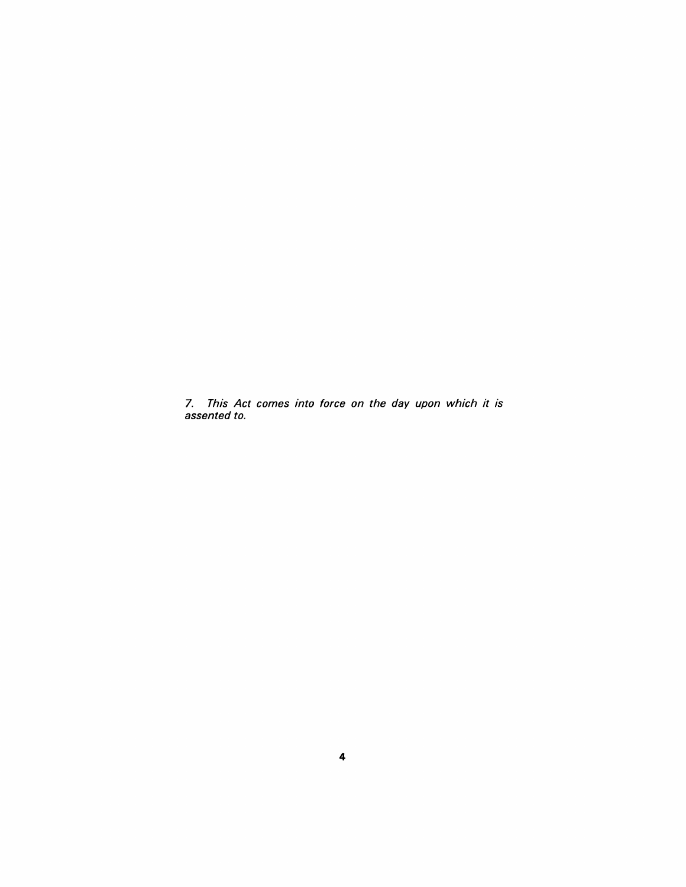*7. This Act comes into force on the day upon which it is assented to.*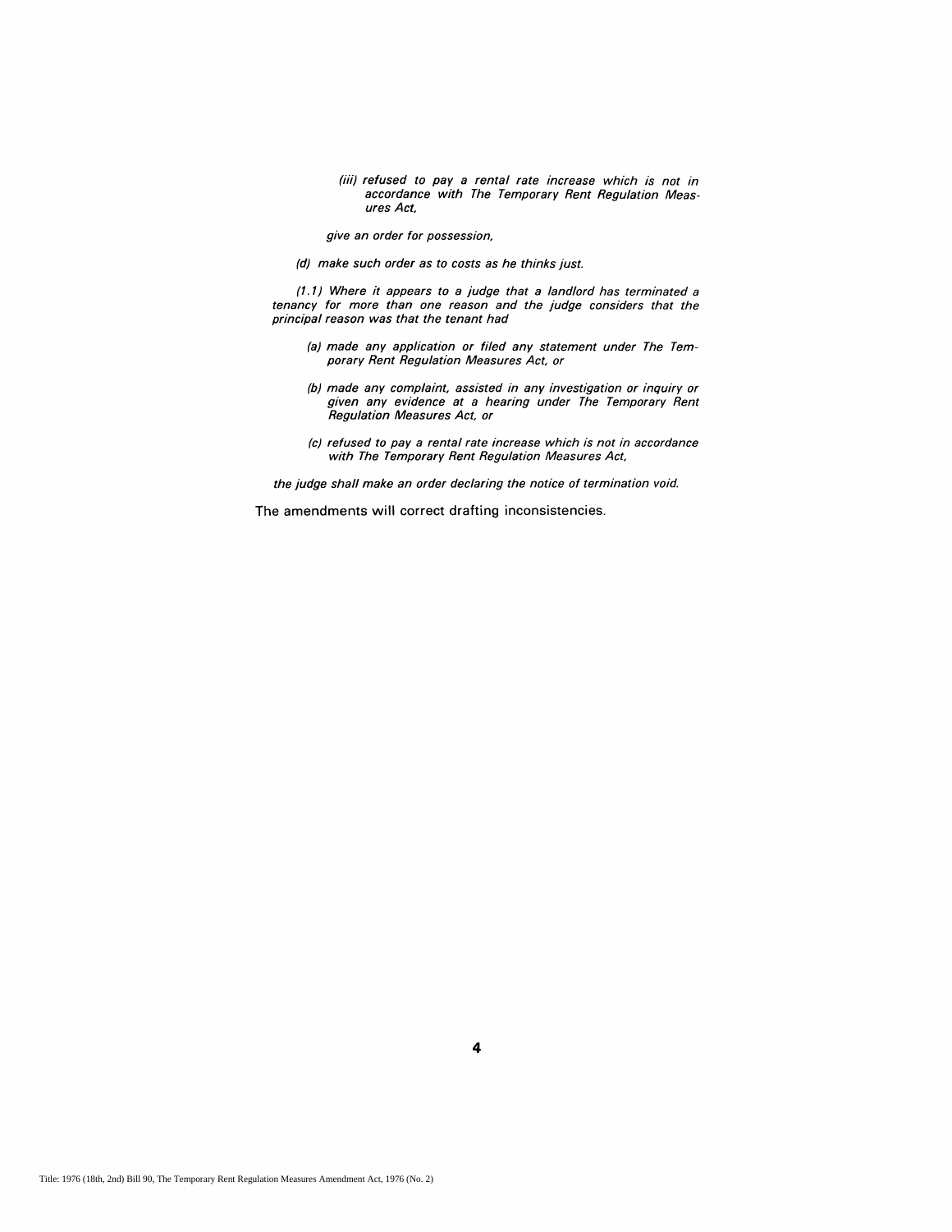*(iii) refused to pay a rental rate increase which is not in accordance with The Temporary Rent Regulation Measures Act,*

*give an order for possession,*

*(d) make such order as to costs as he thinks just.*

*(1.1) Where it appears to a judge that a landlord has terminated a tenancy for more than one reason and the judge considers that the principal reason was that the tenant had*

*(a) made any application or filed any statement under The Temporary Rent Regulation Measures Act, or*

*(b) made any complaint, assisted in any investigation or inquiry or given any evidence at a hearing under The Temporary Rent Regulation Measures Act, or*

*(c) refused to pay a rental rate increase which is not in accordance with The Temporary Rent Regulation Measures Act,*

*the judge shall make an order declaring the notice of termination void.*

The amendments will correct drafting inconsistencies.